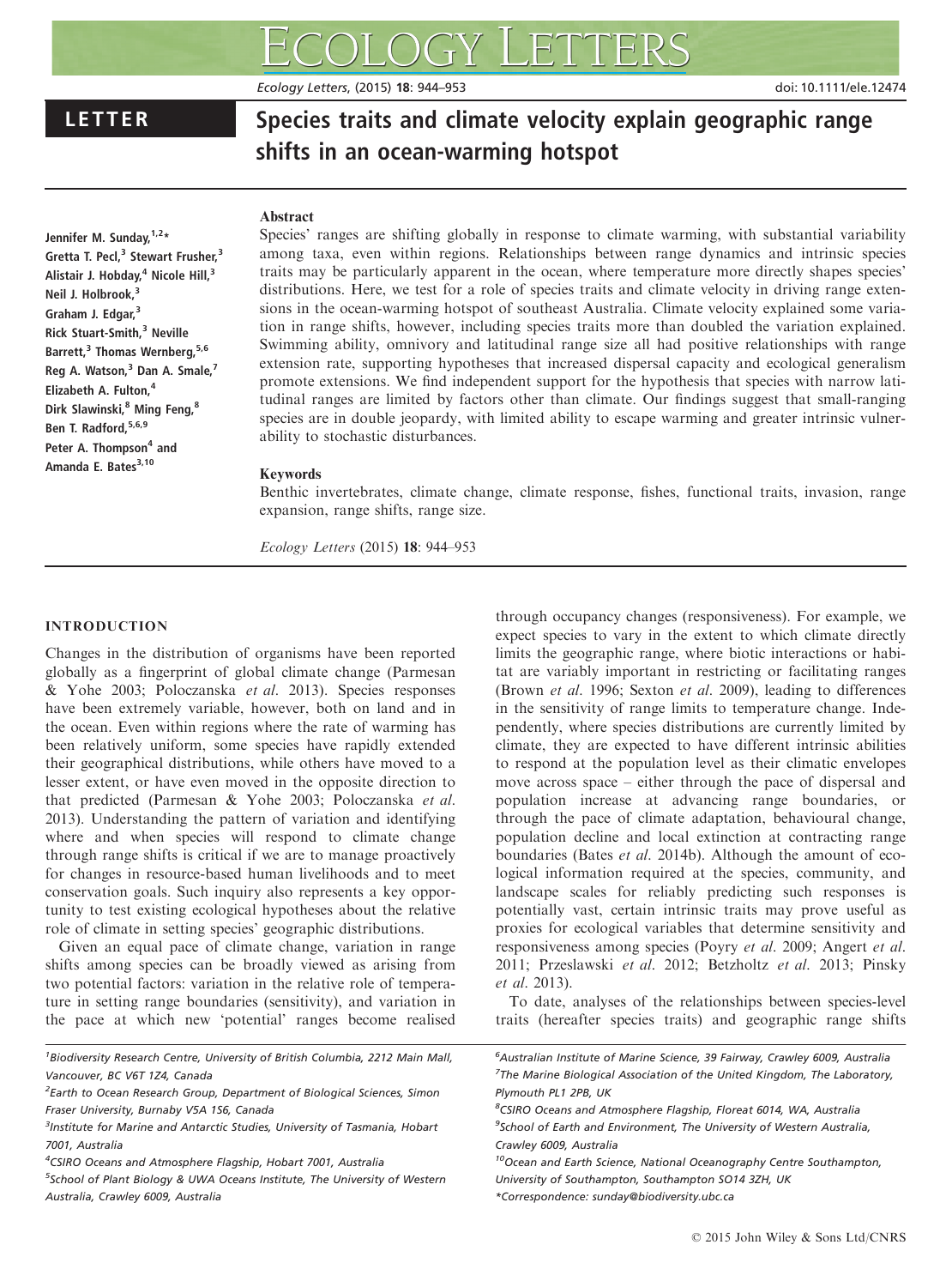LETTER

# Species traits and climate velocity explain geographic range shifts in an ocean-warming hotspot

Jennifer M. Sunday,[1,2]* Gretta T. Pecl,[3] Stewart Frusher,[3] Alistair J. Hobday,[4] Nicole Hill,[3] Neil J. Holbrook,[3] Graham J. Edgar,[3] Rick Stuart-Smith,[3] Neville Barrett,[3] Thomas Wernberg,[5,6] Reg A. Watson,[3] Dan A. Smale,[7] Elizabeth A. Fulton,[4] Dirk Slawinski,[8] Ming Feng,[8] Ben T. Radford,[5,6,9] Peter A. Thompson[4] and Amanda E. Bates[3,10]

## Abstract

Species' ranges are shifting globally in response to climate warming, with substantial variability among taxa, even within regions. Relationships between range dynamics and intrinsic species traits may be particularly apparent in the ocean, where temperature more directly shapes species' distributions. Here, we test for a role of species traits and climate velocity in driving range extensions in the ocean-warming hotspot of southeast Australia. Climate velocity explained some variation in range shifts, however, including species traits more than doubled the variation explained. Swimming ability, omnivory and latitudinal range size all had positive relationships with range extension rate, supporting hypotheses that increased dispersal capacity and ecological generalism promote extensions. We find independent support for the hypothesis that species with narrow latitudinal ranges are limited by factors other than climate. Our findings suggest that small-ranging species are in double jeopardy, with limited ability to escape warming and greater intrinsic vulnerability to stochastic disturbances.

## Keywords

Benthic invertebrates, climate change, climate response, fishes, functional traits, invasion, range expansion, range shifts, range size.

*Ecology Letters* (2015) **18**: 944–953

## INTRODUCTION

Changes in the distribution of organisms have been reported globally as a fingerprint of global climate change (Parmesan & Yohe 2003; Poloczanska *et al*. 2013). Species responses have been extremely variable, however, both on land and in the ocean. Even within regions where the rate of warming has been relatively uniform, some species have rapidly extended their geographical distributions, while others have moved to a lesser extent, or have even moved in the opposite direction to that predicted (Parmesan & Yohe 2003; Poloczanska *et al*. 2013). Understanding the pattern of variation and identifying where and when species will respond to climate change through range shifts is critical if we are to manage proactively for changes in resource-based human livelihoods and to meet conservation goals. Such inquiry also represents a key opportunity to test existing ecological hypotheses about the relative role of climate in setting species' geographic distributions.

Given an equal pace of climate change, variation in range shifts among species can be broadly viewed as arising from two potential factors: variation in the relative role of temperature in setting range boundaries (sensitivity), and variation in the pace at which new 'potential' ranges become realised through occupancy changes (responsiveness). For example, we expect species to vary in the extent to which climate directly limits the geographic range, where biotic interactions or habitat are variably important in restricting or facilitating ranges (Brown *et al*. 1996; Sexton *et al*. 2009), leading to differences in the sensitivity of range limits to temperature change. Independently, where species distributions are currently limited by climate, they are expected to have different intrinsic abilities to respond at the population level as their climatic envelopes move across space – either through the pace of dispersal and population increase at advancing range boundaries, or through the pace of climate adaptation, behavioural change, population decline and local extinction at contracting range boundaries (Bates *et al*. 2014b). Although the amount of ecological information required at the species, community, and landscape scales for reliably predicting such responses is potentially vast, certain intrinsic traits may prove useful as proxies for ecological variables that determine sensitivity and responsiveness among species (Poyry *et al*. 2009; Angert *et al*. 2011; Przeslawski *et al*. 2012; Betzholtz *et al*. 2013; Pinsky *et al*. 2013).

To date, analyses of the relationships between species-level traits (hereafter species traits) and geographic range shifts

[1]Biodiversity Research Centre, University of British Columbia, 2212 Main Mall, Vancouver, BC V6T 1Z4, Canada
[2]Earth to Ocean Research Group, Department of Biological Sciences, Simon Fraser University, Burnaby V5A 1S6, Canada
[3]Institute for Marine and Antarctic Studies, University of Tasmania, Hobart 7001, Australia
[4]CSIRO Oceans and Atmosphere Flagship, Hobart 7001, Australia
[5]School of Plant Biology & UWA Oceans Institute, The University of Western Australia, Crawley 6009, Australia
[6]Australian Institute of Marine Science, 39 Fairway, Crawley 6009, Australia
[7]The Marine Biological Association of the United Kingdom, The Laboratory, Plymouth PL1 2PB, UK
[8]CSIRO Oceans and Atmosphere Flagship, Floreat 6014, WA, Australia
[9]School of Earth and Environment, The University of Western Australia, Crawley 6009, Australia
[10]Ocean and Earth Science, National Oceanography Centre Southampton, University of Southampton, Southampton SO14 3ZH, UK
*Correspondence: sunday@biodiversity.ubc.ca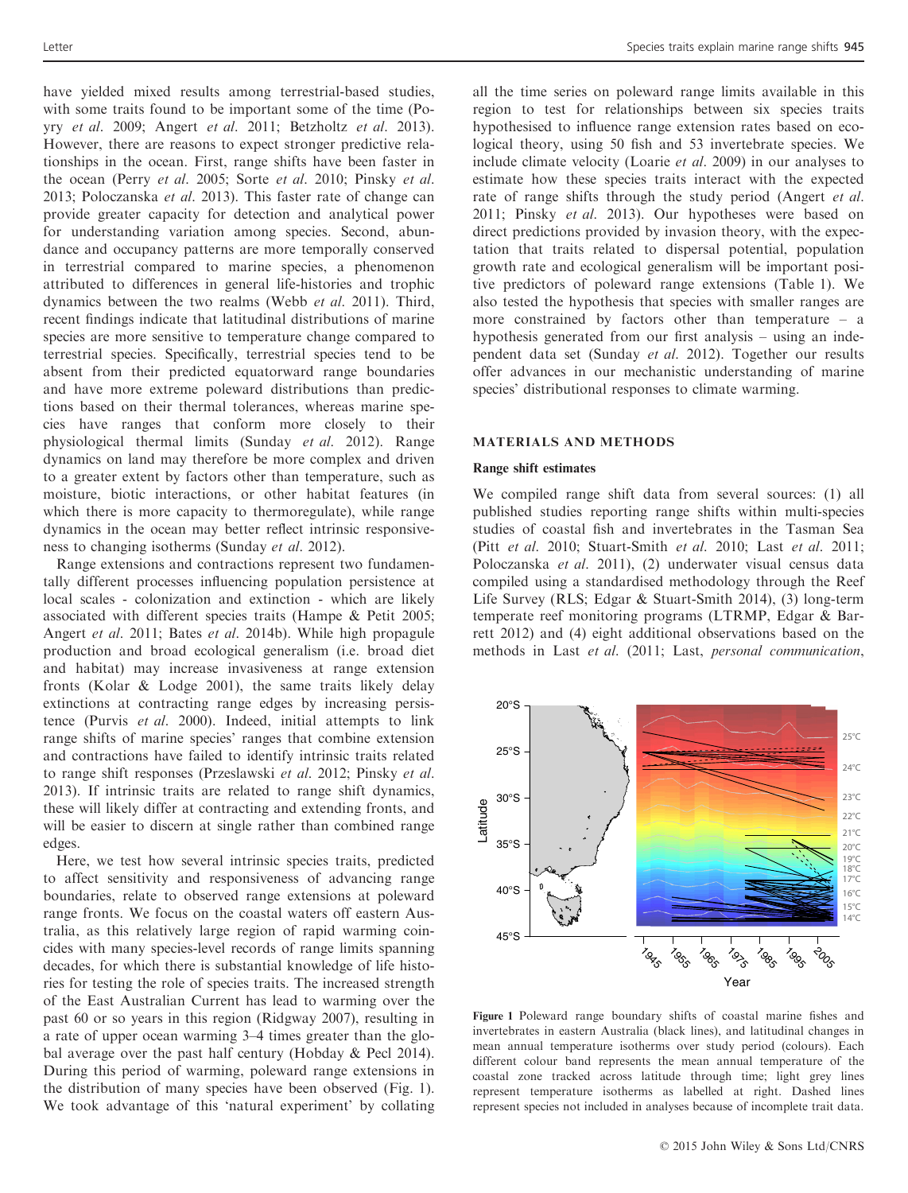have yielded mixed results among terrestrial-based studies, with some traits found to be important some of the time (Pöyry *et al.* 2009; Angert *et al.* 2011; Betzholtz *et al.* 2013). However, there are reasons to expect stronger predictive relationships in the ocean. First, range shifts have been faster in the ocean (Perry *et al.* 2005; Sorte *et al.* 2010; Pinsky *et al.* 2013; Poloczanska *et al.* 2013). This faster rate of change can provide greater capacity for detection and analytical power for understanding variation among species. Second, abundance and occupancy patterns are more temporally conserved in terrestrial compared to marine species, a phenomenon attributed to differences in general life-histories and trophic dynamics between the two realms (Webb *et al.* 2011). Third, recent findings indicate that latitudinal distributions of marine species are more sensitive to temperature change compared to terrestrial species. Specifically, terrestrial species tend to be absent from their predicted equatorward range boundaries and have more extreme poleward distributions than predictions based on their thermal tolerances, whereas marine species have ranges that conform more closely to their physiological thermal limits (Sunday *et al.* 2012). Range dynamics on land may therefore be more complex and driven to a greater extent by factors other than temperature, such as moisture, biotic interactions, or other habitat features (in which there is more capacity to thermoregulate), while range dynamics in the ocean may better reflect intrinsic responsiveness to changing isotherms (Sunday *et al.* 2012).

Range extensions and contractions represent two fundamentally different processes influencing population persistence at local scales - colonization and extinction - which are likely associated with different species traits (Hampe & Petit 2005; Angert *et al.* 2011; Bates *et al.* 2014b). While high propagule production and broad ecological generalism (i.e. broad diet and habitat) may increase invasiveness at range extension fronts (Kolar & Lodge 2001), the same traits likely delay extinctions at contracting range edges by increasing persistence (Purvis *et al.* 2000). Indeed, initial attempts to link range shifts of marine species' ranges that combine extension and contractions have failed to identify intrinsic traits related to range shift responses (Przeslawski *et al.* 2012; Pinsky *et al.* 2013). If intrinsic traits are related to range shift dynamics, these will likely differ at contracting and extending fronts, and will be easier to discern at single rather than combined range edges.

Here, we test how several intrinsic species traits, predicted to affect sensitivity and responsiveness of advancing range boundaries, relate to observed range extensions at poleward range fronts. We focus on the coastal waters off eastern Australia, as this relatively large region of rapid warming coincides with many species-level records of range limits spanning decades, for which there is substantial knowledge of life histories for testing the role of species traits. The increased strength of the East Australian Current has lead to warming over the past 60 or so years in this region (Ridgway 2007), resulting in a rate of upper ocean warming 3–4 times greater than the global average over the past half century (Hobday & Pecl 2014). During this period of warming, poleward range extensions in the distribution of many species have been observed (Fig. 1). We took advantage of this 'natural experiment' by collating all the time series on poleward range limits available in this region to test for relationships between six species traits hypothesised to influence range extension rates based on ecological theory, using 50 fish and 53 invertebrate species. We include climate velocity (Loarie *et al.* 2009) in our analyses to estimate how these species traits interact with the expected rate of range shifts through the study period (Angert *et al.* 2011; Pinsky *et al.* 2013). Our hypotheses were based on direct predictions provided by invasion theory, with the expectation that traits related to dispersal potential, population growth rate and ecological generalism will be important positive predictors of poleward range extensions (Table 1). We also tested the hypothesis that species with smaller ranges are more constrained by factors other than temperature – a hypothesis generated from our first analysis – using an independent data set (Sunday *et al.* 2012). Together our results offer advances in our mechanistic understanding of marine species' distributional responses to climate warming.

## MATERIALS AND METHODS

### Range shift estimates

We compiled range shift data from several sources: (1) all published studies reporting range shifts within multi-species studies of coastal fish and invertebrates in the Tasman Sea (Pitt *et al.* 2010; Stuart-Smith *et al.* 2010; Last *et al.* 2011; Poloczanska *et al.* 2011), (2) underwater visual census data compiled using a standardised methodology through the Reef Life Survey (RLS; Edgar & Stuart-Smith 2014), (3) long-term temperate reef monitoring programs (LTRMP, Edgar & Barrett 2012) and (4) eight additional observations based on the methods in Last *et al.* (2011; Last, *personal communication*,

**Figure 1** Poleward range boundary shifts of coastal marine fishes and invertebrates in eastern Australia (black lines), and latitudinal changes in mean annual temperature isotherms over study period (colours). Each different colour band represents the mean annual temperature of the coastal zone tracked across latitude through time; light grey lines represent temperature isotherms as labelled at right. Dashed lines represent species not included in analyses because of incomplete trait data.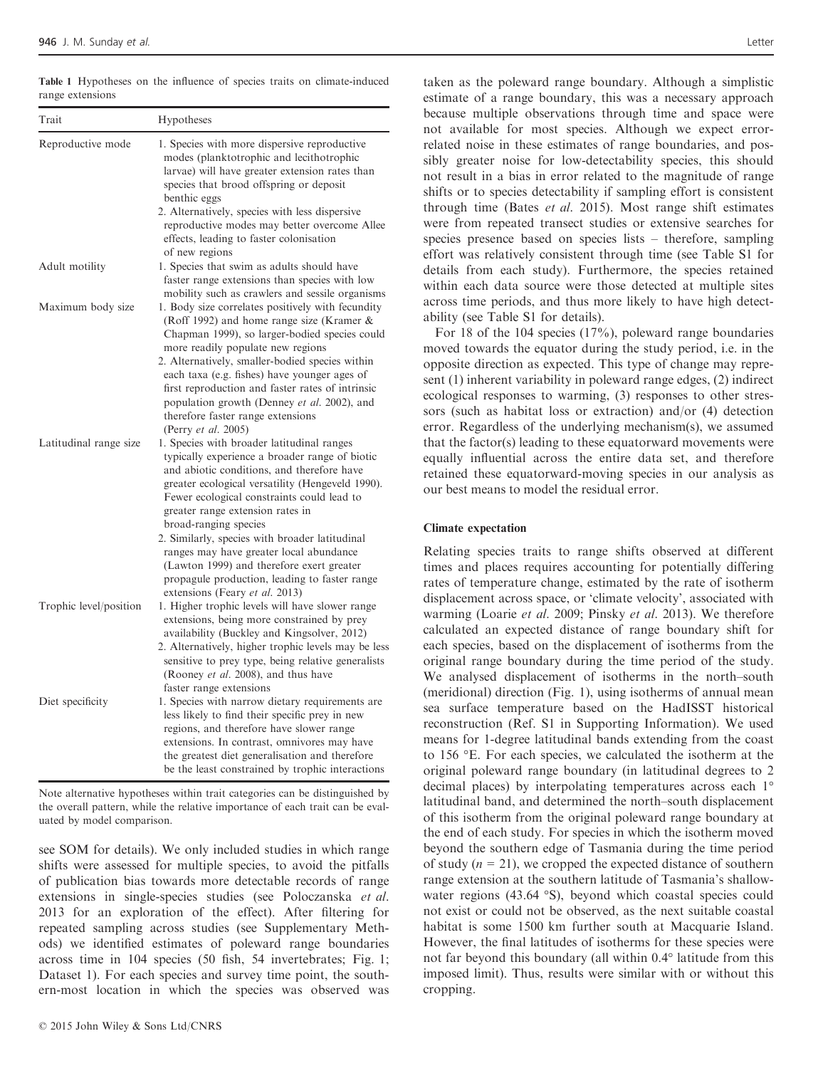**Table 1** Hypotheses on the influence of species traits on climate-induced range extensions

| Trait | Hypotheses |
|---|---|
| Reproductive mode | 1. Species with more dispersive reproductive modes (planktotrophic and lecithotrophic larvae) will have greater extension rates than species that brood offspring or deposit benthic eggs<br>2. Alternatively, species with less dispersive reproductive modes may better overcome Allee effects, leading to faster colonisation of new regions |
| Adult motility | 1. Species that swim as adults should have faster range extensions than species with low mobility such as crawlers and sessile organisms |
| Maximum body size | 1. Body size correlates positively with fecundity (Roff 1992) and home range size (Kramer & Chapman 1999), so larger-bodied species could more readily populate new regions<br>2. Alternatively, smaller-bodied species within each taxa (e.g. fishes) have younger ages of first reproduction and faster rates of intrinsic population growth (Denney *et al.* 2002), and therefore faster range extensions (Perry *et al.* 2005) |
| Latitudinal range size | 1. Species with broader latitudinal ranges typically experience a broader range of biotic and abiotic conditions, and therefore have greater ecological versatility (Hengeveld 1990). Fewer ecological constraints could lead to greater range extension rates in broad-ranging species<br>2. Similarly, species with broader latitudinal ranges may have greater local abundance (Lawton 1999) and therefore exert greater propagule production, leading to faster range extensions (Feary *et al.* 2013) |
| Trophic level/position | 1. Higher trophic levels will have slower range extensions, being more constrained by prey availability (Buckley and Kingsolver, 2012)<br>2. Alternatively, higher trophic levels may be less sensitive to prey type, being relative generalists (Rooney *et al.* 2008), and thus have faster range extensions |
| Diet specificity | 1. Species with narrow dietary requirements are less likely to find their specific prey in new regions, and therefore have slower range extensions. In contrast, omnivores may have the greatest diet generalisation and therefore be the least constrained by trophic interactions |

Note alternative hypotheses within trait categories can be distinguished by the overall pattern, while the relative importance of each trait can be evaluated by model comparison.

see SOM for details). We only included studies in which range shifts were assessed for multiple species, to avoid the pitfalls of publication bias towards more detectable records of range extensions in single-species studies (see Poloczanska *et al.* 2013 for an exploration of the effect). After filtering for repeated sampling across studies (see Supplementary Methods) we identified estimates of poleward range boundaries across time in 104 species (50 fish, 54 invertebrates; Fig. 1; Dataset 1). For each species and survey time point, the southern-most location in which the species was observed was taken as the poleward range boundary. Although a simplistic estimate of a range boundary, this was a necessary approach because multiple observations through time and space were not available for most species. Although we expect error-related noise in these estimates of range boundaries, and possibly greater noise for low-detectability species, this should not result in a bias in error related to the magnitude of range shifts or to species detectability if sampling effort is consistent through time (Bates *et al.* 2015). Most range shift estimates were from repeated transect studies or extensive searches for species presence based on species lists – therefore, sampling effort was relatively consistent through time (see Table S1 for details from each study). Furthermore, the species retained within each data source were those detected at multiple sites across time periods, and thus more likely to have high detectability (see Table S1 for details).

For 18 of the 104 species (17%), poleward range boundaries moved towards the equator during the study period, i.e. in the opposite direction as expected. This type of change may represent (1) inherent variability in poleward range edges, (2) indirect ecological responses to warming, (3) responses to other stressors (such as habitat loss or extraction) and/or (4) detection error. Regardless of the underlying mechanism(s), we assumed that the factor(s) leading to these equatorward movements were equally influential across the entire data set, and therefore retained these equatorward-moving species in our analysis as our best means to model the residual error.

### Climate expectation

Relating species traits to range shifts observed at different times and places requires accounting for potentially differing rates of temperature change, estimated by the rate of isotherm displacement across space, or 'climate velocity', associated with warming (Loarie *et al.* 2009; Pinsky *et al.* 2013). We therefore calculated an expected distance of range boundary shift for each species, based on the displacement of isotherms from the original range boundary during the time period of the study. We analysed displacement of isotherms in the north–south (meridional) direction (Fig. 1), using isotherms of annual mean sea surface temperature based on the HadISST historical reconstruction (Ref. S1 in Supporting Information). We used means for 1-degree latitudinal bands extending from the coast to 156 °E. For each species, we calculated the isotherm at the original poleward range boundary (in latitudinal degrees to 2 decimal places) by interpolating temperatures across each 1° latitudinal band, and determined the north–south displacement of this isotherm from the original poleward range boundary at the end of each study. For species in which the isotherm moved beyond the southern edge of Tasmania during the time period of study ($n = 21$), we cropped the expected distance of southern range extension at the southern latitude of Tasmania's shallow-water regions (43.64 °S), beyond which coastal species could not exist or could not be observed, as the next suitable coastal habitat is some 1500 km further south at Macquarie Island. However, the final latitudes of isotherms for these species were not far beyond this boundary (all within 0.4° latitude from this imposed limit). Thus, results were similar with or without this cropping.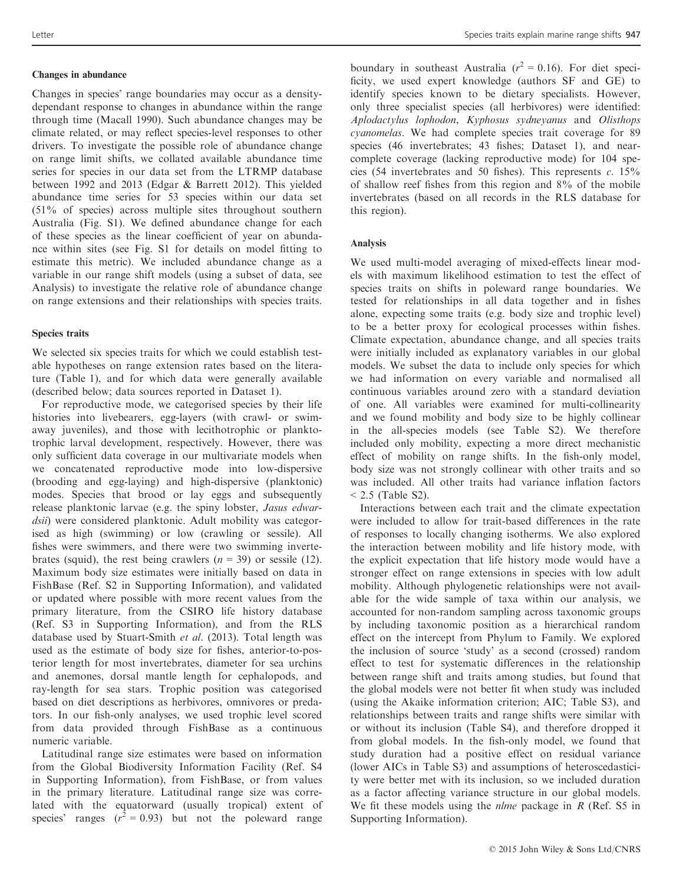#### Changes in abundance

Changes in species' range boundaries may occur as a density-dependant response to changes in abundance within the range through time (Macall 1990). Such abundance changes may be climate related, or may reflect species-level responses to other drivers. To investigate the possible role of abundance change on range limit shifts, we collated available abundance time series for species in our data set from the LTRMP database between 1992 and 2013 (Edgar & Barrett 2012). This yielded abundance time series for 53 species within our data set (51% of species) across multiple sites throughout southern Australia (Fig. S1). We defined abundance change for each of these species as the linear coefficient of year on abundance within sites (see Fig. S1 for details on model fitting to estimate this metric). We included abundance change as a variable in our range shift models (using a subset of data, see Analysis) to investigate the relative role of abundance change on range extensions and their relationships with species traits.

#### Species traits

We selected six species traits for which we could establish testable hypotheses on range extension rates based on the literature (Table 1), and for which data were generally available (described below; data sources reported in Dataset 1).

For reproductive mode, we categorised species by their life histories into livebearers, egg-layers (with crawl- or swim-away juveniles), and those with lecithotrophic or planktotrophic larval development, respectively. However, there was only sufficient data coverage in our multivariate models when we concatenated reproductive mode into low-dispersive (brooding and egg-laying) and high-dispersive (planktonic) modes. Species that brood or lay eggs and subsequently release planktonic larvae (e.g. the spiny lobster, *Jasus edwardsii*) were considered planktonic. Adult mobility was categorised as high (swimming) or low (crawling or sessile). All fishes were swimmers, and there were two swimming invertebrates (squid), the rest being crawlers ($n = 39$) or sessile (12). Maximum body size estimates were initially based on data in FishBase (Ref. S2 in Supporting Information), and validated or updated where possible with more recent values from the primary literature, from the CSIRO life history database (Ref. S3 in Supporting Information), and from the RLS database used by Stuart-Smith *et al*. (2013). Total length was used as the estimate of body size for fishes, anterior-to-posterior length for most invertebrates, diameter for sea urchins and anemones, dorsal mantle length for cephalopods, and ray-length for sea stars. Trophic position was categorised based on diet descriptions as herbivores, omnivores or predators. In our fish-only analyses, we used trophic level scored from data provided through FishBase as a continuous numeric variable.

Latitudinal range size estimates were based on information from the Global Biodiversity Information Facility (Ref. S4 in Supporting Information), from FishBase, or from values in the primary literature. Latitudinal range size was correlated with the equatorward (usually tropical) extent of species' ranges ($r^2 = 0.93$) but not the poleward range boundary in southeast Australia ($r^2 = 0.16$). For diet specificity, we used expert knowledge (authors SF and GE) to identify species known to be dietary specialists. However, only three specialist species (all herbivores) were identified: *Aplodactylus lophodon*, *Kyphosus sydneyanus* and *Olisthops cyanomelas*. We had complete species trait coverage for 89 species (46 invertebrates; 43 fishes; Dataset 1), and near-complete coverage (lacking reproductive mode) for 104 species (54 invertebrates and 50 fishes). This represents *c*. 15% of shallow reef fishes from this region and 8% of the mobile invertebrates (based on all records in the RLS database for this region).

#### Analysis

We used multi-model averaging of mixed-effects linear models with maximum likelihood estimation to test the effect of species traits on shifts in poleward range boundaries. We tested for relationships in all data together and in fishes alone, expecting some traits (e.g. body size and trophic level) to be a better proxy for ecological processes within fishes. Climate expectation, abundance change, and all species traits were initially included as explanatory variables in our global models. We subset the data to include only species for which we had information on every variable and normalised all continuous variables around zero with a standard deviation of one. All variables were examined for multi-collinearity and we found mobility and body size to be highly collinear in the all-species models (see Table S2). We therefore included only mobility, expecting a more direct mechanistic effect of mobility on range shifts. In the fish-only model, body size was not strongly collinear with other traits and so was included. All other traits had variance inflation factors $< 2.5$ (Table S2).

Interactions between each trait and the climate expectation were included to allow for trait-based differences in the rate of responses to locally changing isotherms. We also explored the interaction between mobility and life history mode, with the explicit expectation that life history mode would have a stronger effect on range extensions in species with low adult mobility. Although phylogenetic relationships were not available for the wide sample of taxa within our analysis, we accounted for non-random sampling across taxonomic groups by including taxonomic position as a hierarchical random effect on the intercept from Phylum to Family. We explored the inclusion of source 'study' as a second (crossed) random effect to test for systematic differences in the relationship between range shift and traits among studies, but found that the global models were not better fit when study was included (using the Akaike information criterion; AIC; Table S3), and relationships between traits and range shifts were similar with or without its inclusion (Table S4), and therefore dropped it from global models. In the fish-only model, we found that study duration had a positive effect on residual variance (lower AICs in Table S3) and assumptions of heteroscedasticity were better met with its inclusion, so we included duration as a factor affecting variance structure in our global models. We fit these models using the *nlme* package in *R* (Ref. S5 in Supporting Information).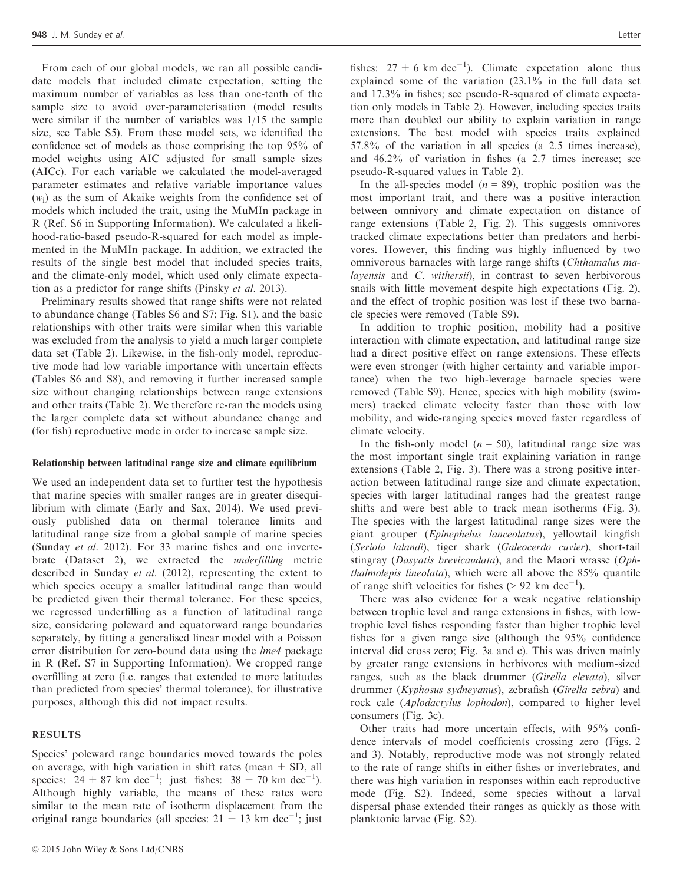From each of our global models, we ran all possible candidate models that included climate expectation, setting the maximum number of variables as less than one-tenth of the sample size to avoid over-parameterisation (model results were similar if the number of variables was 1/15 the sample size, see Table S5). From these model sets, we identified the confidence set of models as those comprising the top 95% of model weights using AIC adjusted for small sample sizes (AICc). For each variable we calculated the model-averaged parameter estimates and relative variable importance values ($w_i$) as the sum of Akaike weights from the confidence set of models which included the trait, using the MuMIn package in R (Ref. S6 in Supporting Information). We calculated a likelihood-ratio-based pseudo-R-squared for each model as implemented in the MuMIn package. In addition, we extracted the results of the single best model that included species traits, and the climate-only model, which used only climate expectation as a predictor for range shifts (Pinsky *et al.* 2013).

Preliminary results showed that range shifts were not related to abundance change (Tables S6 and S7; Fig. S1), and the basic relationships with other traits were similar when this variable was excluded from the analysis to yield a much larger complete data set (Table 2). Likewise, in the fish-only model, reproductive mode had low variable importance with uncertain effects (Tables S6 and S8), and removing it further increased sample size without changing relationships between range extensions and other traits (Table 2). We therefore re-ran the models using the larger complete data set without abundance change and (for fish) reproductive mode in order to increase sample size.

#### Relationship between latitudinal range size and climate equilibrium

We used an independent data set to further test the hypothesis that marine species with smaller ranges are in greater disequilibrium with climate (Early and Sax, 2014). We used previously published data on thermal tolerance limits and latitudinal range size from a global sample of marine species (Sunday *et al.* 2012). For 33 marine fishes and one invertebrate (Dataset 2), we extracted the *underfilling* metric described in Sunday *et al.* (2012), representing the extent to which species occupy a smaller latitudinal range than would be predicted given their thermal tolerance. For these species, we regressed underfilling as a function of latitudinal range size, considering poleward and equatorward range boundaries separately, by fitting a generalised linear model with a Poisson error distribution for zero-bound data using the *lme4* package in R (Ref. S7 in Supporting Information). We cropped range overfilling at zero (i.e. ranges that extended to more latitudes than predicted from species' thermal tolerance), for illustrative purposes, although this did not impact results.

## RESULTS

Species' poleward range boundaries moved towards the poles on average, with high variation in shift rates (mean ± SD, all species: 24 ± 87 km dec$^{-1}$; just fishes: 38 ± 70 km dec$^{-1}$). Although highly variable, the means of these rates were similar to the mean rate of isotherm displacement from the original range boundaries (all species: 21 ± 13 km dec$^{-1}$; just fishes: 27 ± 6 km dec$^{-1}$). Climate expectation alone thus explained some of the variation (23.1% in the full data set and 17.3% in fishes; see pseudo-R-squared of climate expectation only models in Table 2). However, including species traits more than doubled our ability to explain variation in range extensions. The best model with species traits explained 57.8% of the variation in all species (a 2.5 times increase), and 46.2% of variation in fishes (a 2.7 times increase; see pseudo-R-squared values in Table 2).

In the all-species model ($n = 89$), trophic position was the most important trait, and there was a positive interaction between omnivory and climate expectation on distance of range extensions (Table 2, Fig. 2). This suggests omnivores tracked climate expectations better than predators and herbivores. However, this finding was highly influenced by two omnivorous barnacles with large range shifts (*Chthamalus malayensis* and *C. withersii*), in contrast to seven herbivorous snails with little movement despite high expectations (Fig. 2), and the effect of trophic position was lost if these two barnacle species were removed (Table S9).

In addition to trophic position, mobility had a positive interaction with climate expectation, and latitudinal range size had a direct positive effect on range extensions. These effects were even stronger (with higher certainty and variable importance) when the two high-leverage barnacle species were removed (Table S9). Hence, species with high mobility (swimmers) tracked climate velocity faster than those with low mobility, and wide-ranging species moved faster regardless of climate velocity.

In the fish-only model ($n = 50$), latitudinal range size was the most important single trait explaining variation in range extensions (Table 2, Fig. 3). There was a strong positive interaction between latitudinal range size and climate expectation; species with larger latitudinal ranges had the greatest range shifts and were best able to track mean isotherms (Fig. 3). The species with the largest latitudinal range sizes were the giant grouper (*Epinephelus lanceolatus*), yellowtail kingfish (*Seriola lalandi*), tiger shark (*Galeocerdo cuvier*), short-tail stingray (*Dasyatis brevicaudata*), and the Maori wrasse (*Ophthalmolepis lineolata*), which were all above the 85% quantile of range shift velocities for fishes (> 92 km dec$^{-1}$).

There was also evidence for a weak negative relationship between trophic level and range extensions in fishes, with low-trophic level fishes responding faster than higher trophic level fishes for a given range size (although the 95% confidence interval did cross zero; Fig. 3a and c). This was driven mainly by greater range extensions in herbivores with medium-sized ranges, such as the black drummer (*Girella elevata*), silver drummer (*Kyphosus sydneyanus*), zebrafish (*Girella zebra*) and rock cale (*Aplodactylus lophodon*), compared to higher level consumers (Fig. 3c).

Other traits had more uncertain effects, with 95% confidence intervals of model coefficients crossing zero (Figs. 2 and 3). Notably, reproductive mode was not strongly related to the rate of range shifts in either fishes or invertebrates, and there was high variation in responses within each reproductive mode (Fig. S2). Indeed, some species without a larval dispersal phase extended their ranges as quickly as those with planktonic larvae (Fig. S2).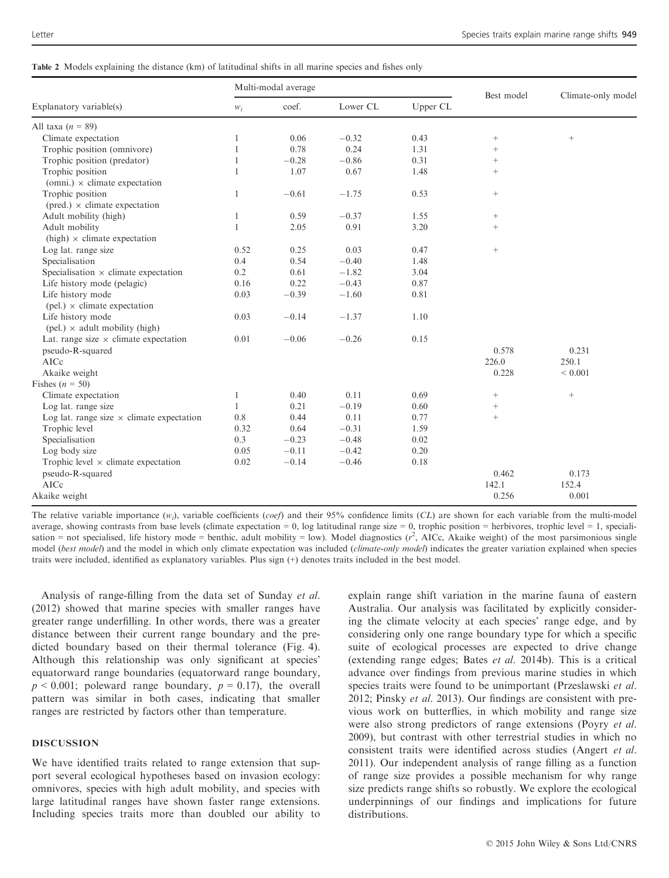**Table 2** Models explaining the distance (km) of latitudinal shifts in all marine species and fishes only

| Explanatory variable(s) | Multi-modal average | | | | Best model | Climate-only model |
|---|---|---|---|---|---|---|
| | $w_i$ | coef. | Lower CL | Upper CL | | |
| All taxa ($n$ = 89) | | | | | | |
| Climate expectation | 1 | 0.06 | −0.32 | 0.43 | + | + |
| Trophic position (omnivore) | 1 | 0.78 | 0.24 | 1.31 | + | |
| Trophic position (predator) | 1 | −0.28 | −0.86 | 0.31 | + | |
| Trophic position (omni.) × climate expectation | 1 | 1.07 | 0.67 | 1.48 | + | |
| Trophic position (pred.) × climate expectation | 1 | −0.61 | −1.75 | 0.53 | + | |
| Adult mobility (high) | 1 | 0.59 | −0.37 | 1.55 | + | |
| Adult mobility (high) × climate expectation | 1 | 2.05 | 0.91 | 3.20 | + | |
| Log lat. range size | 0.52 | 0.25 | 0.03 | 0.47 | + | |
| Specialisation | 0.4 | 0.54 | −0.40 | 1.48 | | |
| Specialisation × climate expectation | 0.2 | 0.61 | −1.82 | 3.04 | | |
| Life history mode (pelagic) | 0.16 | 0.22 | −0.43 | 0.87 | | |
| Life history mode (pel.) × climate expectation | 0.03 | −0.39 | −1.60 | 0.81 | | |
| Life history mode (pel.) × adult mobility (high) | 0.03 | −0.14 | −1.37 | 1.10 | | |
| Lat. range size × climate expectation | 0.01 | −0.06 | −0.26 | 0.15 | | |
| pseudo-R-squared | | | | | 0.578 | 0.231 |
| AICc | | | | | 226.0 | 250.1 |
| Akaike weight | | | | | 0.228 | < 0.001 |
| Fishes ($n$ = 50) | | | | | | |
| Climate expectation | 1 | 0.40 | 0.11 | 0.69 | + | + |
| Log lat. range size | 1 | 0.21 | −0.19 | 0.60 | + | |
| Log lat. range size × climate expectation | 0.8 | 0.44 | 0.11 | 0.77 | + | |
| Trophic level | 0.32 | 0.64 | −0.31 | 1.59 | | |
| Specialisation | 0.3 | −0.23 | −0.48 | 0.02 | | |
| Log body size | 0.05 | −0.11 | −0.42 | 0.20 | | |
| Trophic level × climate expectation | 0.02 | −0.14 | −0.46 | 0.18 | | |
| pseudo-R-squared | | | | | 0.462 | 0.173 |
| AICc | | | | | 142.1 | 152.4 |
| Akaike weight | | | | | 0.256 | 0.001 |

The relative variable importance ($w_i$), variable coefficients (*coef*) and their 95% confidence limits (*CL*) are shown for each variable from the multi-model average, showing contrasts from base levels (climate expectation = 0, log latitudinal range size = 0, trophic position = herbivores, trophic level = 1, specialisation = not specialised, life history mode = benthic, adult mobility = low). Model diagnostics ($r^2$, AICc, Akaike weight) of the most parsimonious single model (*best model*) and the model in which only climate expectation was included (*climate-only model*) indicates the greater variation explained when species traits were included, identified as explanatory variables. Plus sign (+) denotes traits included in the best model.

Analysis of range-filling from the data set of Sunday *et al.* (2012) showed that marine species with smaller ranges have greater range underfilling. In other words, there was a greater distance between their current range boundary and the predicted boundary based on their thermal tolerance (Fig. 4). Although this relationship was only significant at species' equatorward range boundaries (equatorward range boundary, $p < 0.001$; poleward range boundary, $p = 0.17$), the overall pattern was similar in both cases, indicating that smaller ranges are restricted by factors other than temperature.

## DISCUSSION

We have identified traits related to range extension that support several ecological hypotheses based on invasion ecology: omnivores, species with high adult mobility, and species with large latitudinal ranges have shown faster range extensions. Including species traits more than doubled our ability to explain range shift variation in the marine fauna of eastern Australia. Our analysis was facilitated by explicitly considering the climate velocity at each species' range edge, and by considering only one range boundary type for which a specific suite of ecological processes are expected to drive change (extending range edges; Bates *et al.* 2014b). This is a critical advance over findings from previous marine studies in which species traits were found to be unimportant (Przeslawski *et al.* 2012; Pinsky *et al.* 2013). Our findings are consistent with previous work on butterflies, in which mobility and range size were also strong predictors of range extensions (Poyry *et al.* 2009), but contrast with other terrestrial studies in which no consistent traits were identified across studies (Angert *et al.* 2011). Our independent analysis of range filling as a function of range size provides a possible mechanism for why range size predicts range shifts so robustly. We explore the ecological underpinnings of our findings and implications for future distributions.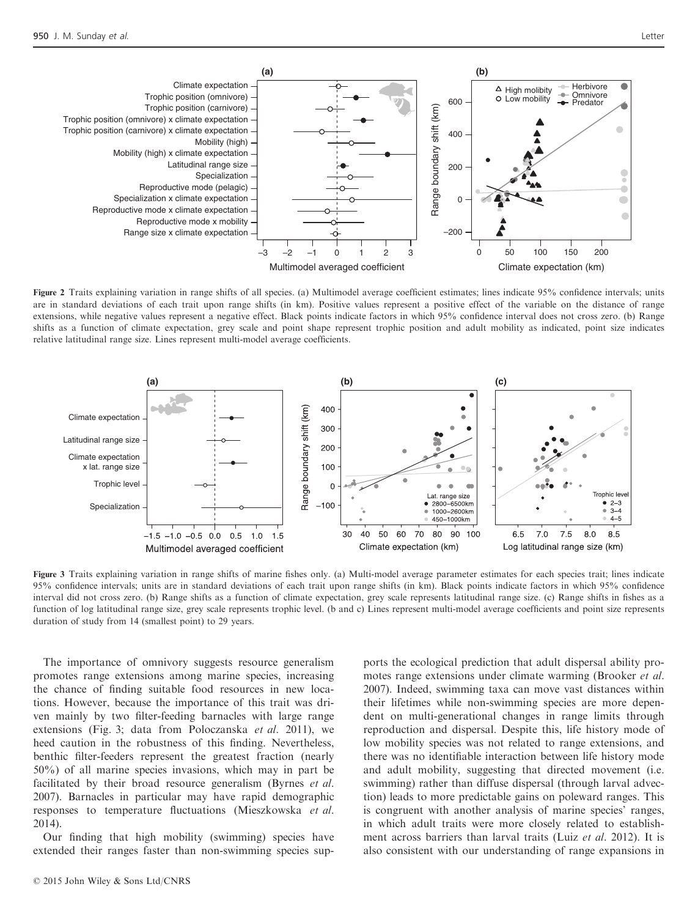Figure 2 Traits explaining variation in range shifts of all species. (a) Multimodel average coefficient estimates; lines indicate 95% confidence intervals; units are in standard deviations of each trait upon range shifts (in km). Positive values represent a positive effect of the variable on the distance of range extensions, while negative values represent a negative effect. Black points indicate factors in which 95% confidence interval does not cross zero. (b) Range shifts as a function of climate expectation, grey scale and point shape represent trophic position and adult mobility as indicated, point size indicates relative latitudinal range size. Lines represent multi-model average coefficients.

Figure 3 Traits explaining variation in range shifts of marine fishes only. (a) Multi-model average parameter estimates for each species trait; lines indicate 95% confidence intervals; units are in standard deviations of each trait upon range shifts (in km). Black points indicate factors in which 95% confidence interval did not cross zero. (b) Range shifts as a function of climate expectation, grey scale represents latitudinal range size. (c) Range shifts in fishes as a function of log latitudinal range size, grey scale represents trophic level. (b and c) Lines represent multi-model average coefficients and point size represents duration of study from 14 (smallest point) to 29 years.

The importance of omnivory suggests resource generalism promotes range extensions among marine species, increasing the chance of finding suitable food resources in new locations. However, because the importance of this trait was driven mainly by two filter-feeding barnacles with large range extensions (Fig. 3; data from Poloczanska *et al.* 2011), we heed caution in the robustness of this finding. Nevertheless, benthic filter-feeders represent the greatest fraction (nearly 50%) of all marine species invasions, which may in part be facilitated by their broad resource generalism (Byrnes *et al.* 2007). Barnacles in particular may have rapid demographic responses to temperature fluctuations (Mieszkowska *et al.* 2014).

Our finding that high mobility (swimming) species have extended their ranges faster than non-swimming species supports the ecological prediction that adult dispersal ability promotes range extensions under climate warming (Brooker *et al.* 2007). Indeed, swimming taxa can move vast distances within their lifetimes while non-swimming species are more dependent on multi-generational changes in range limits through reproduction and dispersal. Despite this, life history mode of low mobility species was not related to range extensions, and there was no identifiable interaction between life history mode and adult mobility, suggesting that directed movement (i.e. swimming) rather than diffuse dispersal (through larval advection) leads to more predictable gains on poleward ranges. This is congruent with another analysis of marine species' ranges, in which adult traits were more closely related to establishment across barriers than larval traits (Luiz *et al.* 2012). It is also consistent with our understanding of range expansions in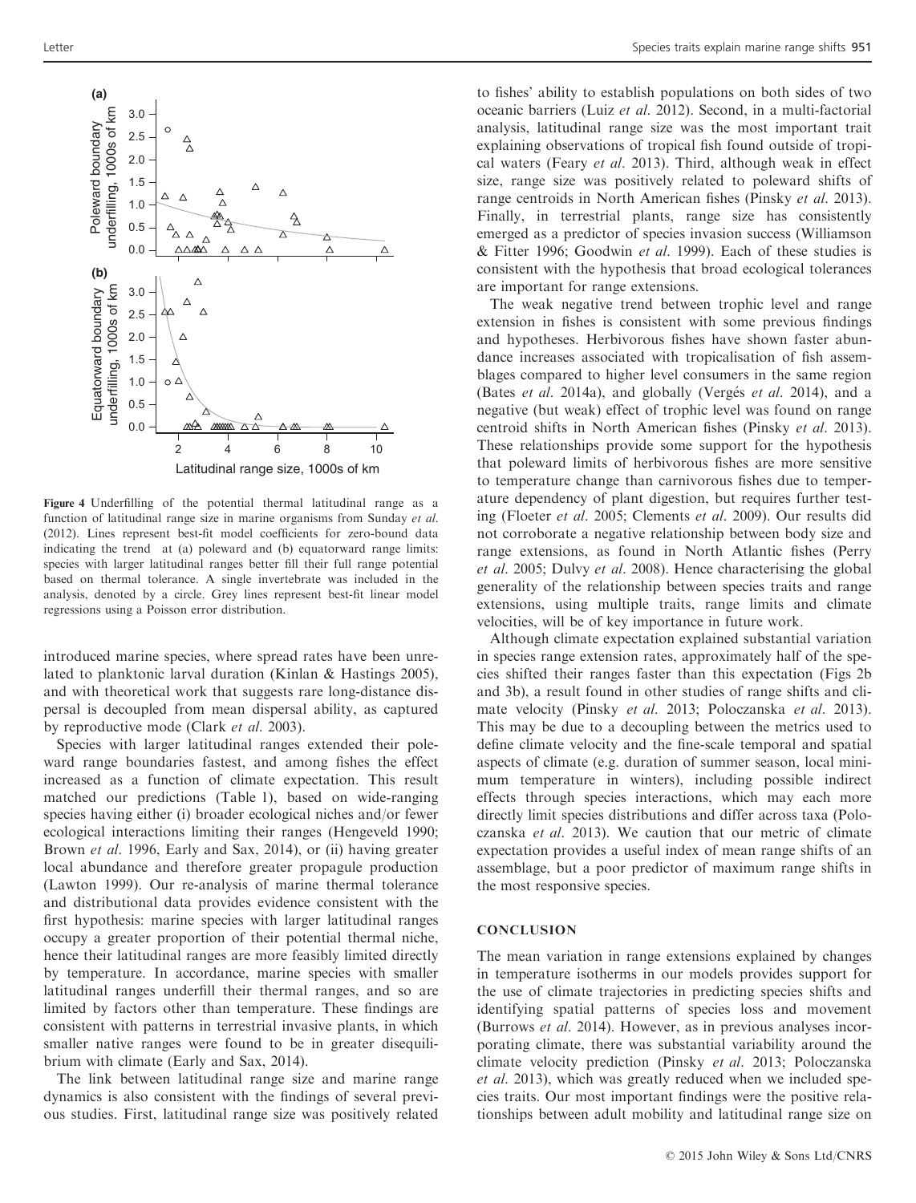Figure 4 Underfilling of the potential thermal latitudinal range as a function of latitudinal range size in marine organisms from Sunday *et al.* (2012). Lines represent best-fit model coefficients for zero-bound data indicating the trend at (a) poleward and (b) equatorward range limits: species with larger latitudinal ranges better fill their full range potential based on thermal tolerance. A single invertebrate was included in the analysis, denoted by a circle. Grey lines represent best-fit linear model regressions using a Poisson error distribution.

introduced marine species, where spread rates have been unrelated to planktonic larval duration (Kinlan & Hastings 2005), and with theoretical work that suggests rare long-distance dispersal is decoupled from mean dispersal ability, as captured by reproductive mode (Clark *et al.* 2003).

Species with larger latitudinal ranges extended their poleward range boundaries fastest, and among fishes the effect increased as a function of climate expectation. This result matched our predictions (Table 1), based on wide-ranging species having either (i) broader ecological niches and/or fewer ecological interactions limiting their ranges (Hengeveld 1990; Brown *et al.* 1996, Early and Sax, 2014), or (ii) having greater local abundance and therefore greater propagule production (Lawton 1999). Our re-analysis of marine thermal tolerance and distributional data provides evidence consistent with the first hypothesis: marine species with larger latitudinal ranges occupy a greater proportion of their potential thermal niche, hence their latitudinal ranges are more feasibly limited directly by temperature. In accordance, marine species with smaller latitudinal ranges underfill their thermal ranges, and so are limited by factors other than temperature. These findings are consistent with patterns in terrestrial invasive plants, in which smaller native ranges were found to be in greater disequilibrium with climate (Early and Sax, 2014).

The link between latitudinal range size and marine range dynamics is also consistent with the findings of several previous studies. First, latitudinal range size was positively related to fishes' ability to establish populations on both sides of two oceanic barriers (Luiz *et al.* 2012). Second, in a multi-factorial analysis, latitudinal range size was the most important trait explaining observations of tropical fish found outside of tropical waters (Feary *et al.* 2013). Third, although weak in effect size, range size was positively related to poleward shifts of range centroids in North American fishes (Pinsky *et al.* 2013). Finally, in terrestrial plants, range size has consistently emerged as a predictor of species invasion success (Williamson & Fitter 1996; Goodwin *et al.* 1999). Each of these studies is consistent with the hypothesis that broad ecological tolerances are important for range extensions.

The weak negative trend between trophic level and range extension in fishes is consistent with some previous findings and hypotheses. Herbivorous fishes have shown faster abundance increases associated with tropicalisation of fish assemblages compared to higher level consumers in the same region (Bates *et al.* 2014a), and globally (Vergés *et al.* 2014), and a negative (but weak) effect of trophic level was found on range centroid shifts in North American fishes (Pinsky *et al.* 2013). These relationships provide some support for the hypothesis that poleward limits of herbivorous fishes are more sensitive to temperature change than carnivorous fishes due to temperature dependency of plant digestion, but requires further testing (Floeter *et al.* 2005; Clements *et al.* 2009). Our results did not corroborate a negative relationship between body size and range extensions, as found in North Atlantic fishes (Perry *et al.* 2005; Dulvy *et al.* 2008). Hence characterising the global generality of the relationship between species traits and range extensions, using multiple traits, range limits and climate velocities, will be of key importance in future work.

Although climate expectation explained substantial variation in species range extension rates, approximately half of the species shifted their ranges faster than this expectation (Figs 2b and 3b), a result found in other studies of range shifts and climate velocity (Pinsky *et al.* 2013; Poloczanska *et al.* 2013). This may be due to a decoupling between the metrics used to define climate velocity and the fine-scale temporal and spatial aspects of climate (e.g. duration of summer season, local minimum temperature in winters), including possible indirect effects through species interactions, which may each more directly limit species distributions and differ across taxa (Poloczanska *et al.* 2013). We caution that our metric of climate expectation provides a useful index of mean range shifts of an assemblage, but a poor predictor of maximum range shifts in the most responsive species.

## CONCLUSION

The mean variation in range extensions explained by changes in temperature isotherms in our models provides support for the use of climate trajectories in predicting species shifts and identifying spatial patterns of species loss and movement (Burrows *et al.* 2014). However, as in previous analyses incorporating climate, there was substantial variability around the climate velocity prediction (Pinsky *et al.* 2013; Poloczanska *et al.* 2013), which was greatly reduced when we included species traits. Our most important findings were the positive relationships between adult mobility and latitudinal range size on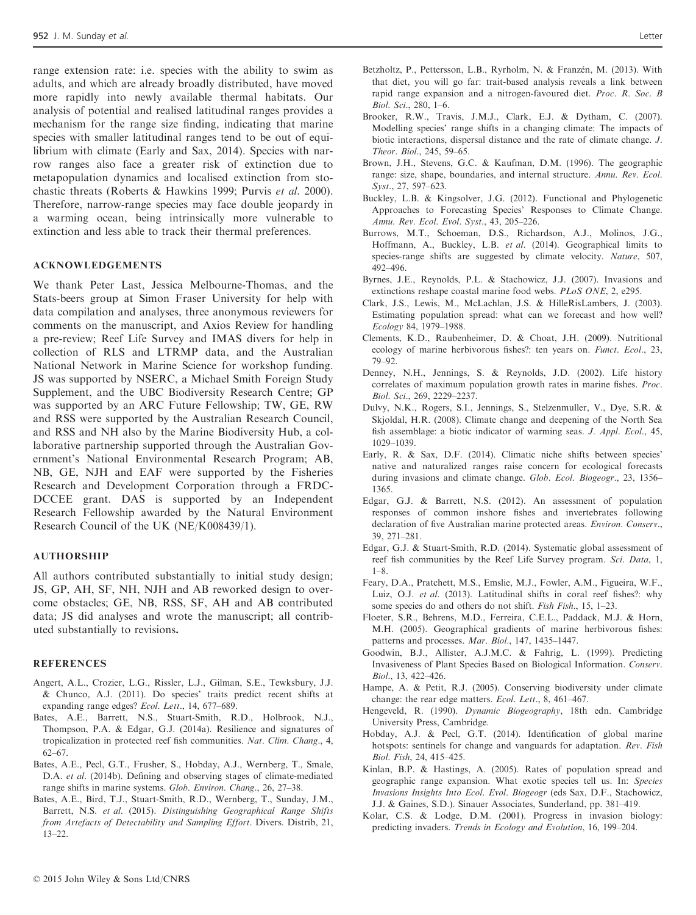range extension rate: i.e. species with the ability to swim as adults, and which are already broadly distributed, have moved more rapidly into newly available thermal habitats. Our analysis of potential and realised latitudinal ranges provides a mechanism for the range size finding, indicating that marine species with smaller latitudinal ranges tend to be out of equilibrium with climate (Early and Sax, 2014). Species with narrow ranges also face a greater risk of extinction due to metapopulation dynamics and localised extinction from stochastic threats (Roberts & Hawkins 1999; Purvis *et al.* 2000). Therefore, narrow-range species may face double jeopardy in a warming ocean, being intrinsically more vulnerable to extinction and less able to track their thermal preferences.

## ACKNOWLEDGEMENTS

We thank Peter Last, Jessica Melbourne-Thomas, and the Stats-beers group at Simon Fraser University for help with data compilation and analyses, three anonymous reviewers for comments on the manuscript, and Axios Review for handling a pre-review; Reef Life Survey and IMAS divers for help in collection of RLS and LTRMP data, and the Australian National Network in Marine Science for workshop funding. JS was supported by NSERC, a Michael Smith Foreign Study Supplement, and the UBC Biodiversity Research Centre; GP was supported by an ARC Future Fellowship; TW, GE, RW and RSS were supported by the Australian Research Council, and RSS and NH also by the Marine Biodiversity Hub, a collaborative partnership supported through the Australian Government's National Environmental Research Program; AB, NB, GE, NJH and EAF were supported by the Fisheries Research and Development Corporation through a FRDC-DCCEE grant. DAS is supported by an Independent Research Fellowship awarded by the Natural Environment Research Council of the UK (NE/K008439/1).

## AUTHORSHIP

All authors contributed substantially to initial study design; JS, GP, AH, SF, NH, NJH and AB reworked design to overcome obstacles; GE, NB, RSS, SF, AH and AB contributed data; JS did analyses and wrote the manuscript; all contributed substantially to revisions**.**

## REFERENCES

Angert, A.L., Crozier, L.G., Rissler, L.J., Gilman, S.E., Tewksbury, J.J. & Chunco, A.J. (2011). Do species' traits predict recent shifts at expanding range edges? *Ecol. Lett*., 14, 677–689.

Bates, A.E., Barrett, N.S., Stuart-Smith, R.D., Holbrook, N.J., Thompson, P.A. & Edgar, G.J. (2014a). Resilience and signatures of tropicalization in protected reef fish communities. *Nat. Clim. Chang*., 4, 62–67.

Bates, A.E., Pecl, G.T., Frusher, S., Hobday, A.J., Wernberg, T., Smale, D.A. *et al*. (2014b). Defining and observing stages of climate-mediated range shifts in marine systems. *Glob. Environ. Chang*., 26, 27–38.

Bates, A.E., Bird, T.J., Stuart-Smith, R.D., Wernberg, T., Sunday, J.M., Barrett, N.S. *et al*. (2015). *Distinguishing Geographical Range Shifts from Artefacts of Detectability and Sampling Effort*. Divers. Distrib, 21, 13–22.

Betzholtz, P., Pettersson, L.B., Ryrholm, N. & Franzén, M. (2013). With that diet, you will go far: trait-based analysis reveals a link between rapid range expansion and a nitrogen-favoured diet. *Proc. R. Soc. B Biol. Sci*., 280, 1–6.

Brooker, R.W., Travis, J.M.J., Clark, E.J. & Dytham, C. (2007). Modelling species' range shifts in a changing climate: The impacts of biotic interactions, dispersal distance and the rate of climate change. *J. Theor. Biol*., 245, 59–65.

Brown, J.H., Stevens, G.C. & Kaufman, D.M. (1996). The geographic range: size, shape, boundaries, and internal structure. *Annu. Rev. Ecol. Syst*., 27, 597–623.

Buckley, L.B. & Kingsolver, J.G. (2012). Functional and Phylogenetic Approaches to Forecasting Species' Responses to Climate Change. *Annu. Rev. Ecol. Evol. Syst*., 43, 205–226.

Burrows, M.T., Schoeman, D.S., Richardson, A.J., Molinos, J.G., Hoffmann, A., Buckley, L.B. *et al*. (2014). Geographical limits to species-range shifts are suggested by climate velocity. *Nature*, 507, 492–496.

Byrnes, J.E., Reynolds, P.L. & Stachowicz, J.J. (2007). Invasions and extinctions reshape coastal marine food webs. *PLoS ONE*, 2, e295.

Clark, J.S., Lewis, M., McLachlan, J.S. & HilleRisLambers, J. (2003). Estimating population spread: what can we forecast and how well? *Ecology* 84, 1979–1988.

Clements, K.D., Raubenheimer, D. & Choat, J.H. (2009). Nutritional ecology of marine herbivorous fishes?: ten years on. *Funct. Ecol*., 23, 79–92.

Denney, N.H., Jennings, S. & Reynolds, J.D. (2002). Life history correlates of maximum population growth rates in marine fishes. *Proc. Biol. Sci*., 269, 2229–2237.

Dulvy, N.K., Rogers, S.I., Jennings, S., Stelzenmuller, V., Dye, S.R. & Skjoldal, H.R. (2008). Climate change and deepening of the North Sea fish assemblage: a biotic indicator of warming seas. *J. Appl. Ecol*., 45, 1029–1039.

Early, R. & Sax, D.F. (2014). Climatic niche shifts between species' native and naturalized ranges raise concern for ecological forecasts during invasions and climate change. *Glob. Ecol. Biogeogr*., 23, 1356–1365.

Edgar, G.J. & Barrett, N.S. (2012). An assessment of population responses of common inshore fishes and invertebrates following declaration of five Australian marine protected areas. *Environ. Conserv*., 39, 271–281.

Edgar, G.J. & Stuart-Smith, R.D. (2014). Systematic global assessment of reef fish communities by the Reef Life Survey program. *Sci. Data*, 1, 1–8.

Feary, D.A., Pratchett, M.S., Emslie, M.J., Fowler, A.M., Figueira, W.F., Luiz, O.J. *et al*. (2013). Latitudinal shifts in coral reef fishes?: why some species do and others do not shift. *Fish Fish*., 15, 1–23.

Floeter, S.R., Behrens, M.D., Ferreira, C.E.L., Paddack, M.J. & Horn, M.H. (2005). Geographical gradients of marine herbivorous fishes: patterns and processes. *Mar. Biol*., 147, 1435–1447.

Goodwin, B.J., Allister, A.J.M.C. & Fahrig, L. (1999). Predicting Invasiveness of Plant Species Based on Biological Information. *Conserv. Biol*., 13, 422–426.

Hampe, A. & Petit, R.J. (2005). Conserving biodiversity under climate change: the rear edge matters. *Ecol. Lett*., 8, 461–467.

Hengeveld, R. (1990). *Dynamic Biogeography*, 18th edn. Cambridge University Press, Cambridge.

Hobday, A.J. & Pecl, G.T. (2014). Identification of global marine hotspots: sentinels for change and vanguards for adaptation. *Rev. Fish Biol. Fish*, 24, 415–425.

Kinlan, B.P. & Hastings, A. (2005). Rates of population spread and geographic range expansion. What exotic species tell us. In: *Species Invasions Insights Into Ecol. Evol. Biogeogr* (eds Sax, D.F., Stachowicz, J.J. & Gaines, S.D.). Sinauer Associates, Sunderland, pp. 381–419.

Kolar, C.S. & Lodge, D.M. (2001). Progress in invasion biology: predicting invaders. *Trends in Ecology and Evolution*, 16, 199–204.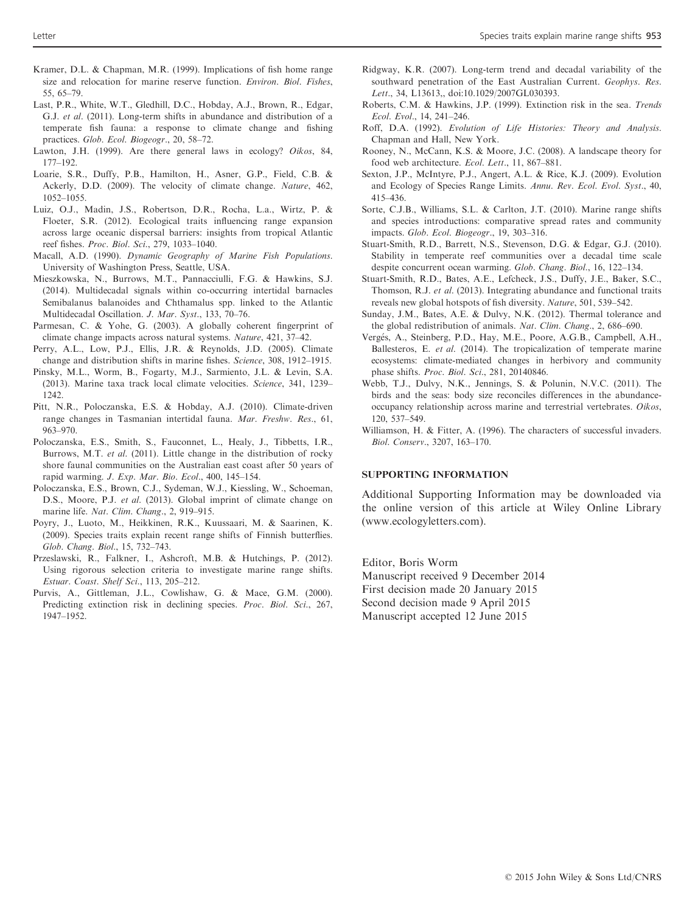Kramer, D.L. & Chapman, M.R. (1999). Implications of fish home range size and relocation for marine reserve function. *Environ. Biol. Fishes*, 55, 65–79.

Last, P.R., White, W.T., Gledhill, D.C., Hobday, A.J., Brown, R., Edgar, G.J. *et al.* (2011). Long-term shifts in abundance and distribution of a temperate fish fauna: a response to climate change and fishing practices. *Glob. Ecol. Biogeogr.*, 20, 58–72.

Lawton, J.H. (1999). Are there general laws in ecology? *Oikos*, 84, 177–192.

Loarie, S.R., Duffy, P.B., Hamilton, H., Asner, G.P., Field, C.B. & Ackerly, D.D. (2009). The velocity of climate change. *Nature*, 462, 1052–1055.

Luiz, O.J., Madin, J.S., Robertson, D.R., Rocha, L.a., Wirtz, P. & Floeter, S.R. (2012). Ecological traits influencing range expansion across large oceanic dispersal barriers: insights from tropical Atlantic reef fishes. *Proc. Biol. Sci.*, 279, 1033–1040.

Macall, A.D. (1990). *Dynamic Geography of Marine Fish Populations*. University of Washington Press, Seattle, USA.

Mieszkowska, N., Burrows, M.T., Pannacciulli, F.G. & Hawkins, S.J. (2014). Multidecadal signals within co-occurring intertidal barnacles Semibalanus balanoides and Chthamalus spp. linked to the Atlantic Multidecadal Oscillation. *J. Mar. Syst.*, 133, 70–76.

Parmesan, C. & Yohe, G. (2003). A globally coherent fingerprint of climate change impacts across natural systems. *Nature*, 421, 37–42.

Perry, A.L., Low, P.J., Ellis, J.R. & Reynolds, J.D. (2005). Climate change and distribution shifts in marine fishes. *Science*, 308, 1912–1915.

Pinsky, M.L., Worm, B., Fogarty, M.J., Sarmiento, J.L. & Levin, S.A. (2013). Marine taxa track local climate velocities. *Science*, 341, 1239–1242.

Pitt, N.R., Poloczanska, E.S. & Hobday, A.J. (2010). Climate-driven range changes in Tasmanian intertidal fauna. *Mar. Freshw. Res.*, 61, 963–970.

Poloczanska, E.S., Smith, S., Fauconnet, L., Healy, J., Tibbetts, I.R., Burrows, M.T. *et al.* (2011). Little change in the distribution of rocky shore faunal communities on the Australian east coast after 50 years of rapid warming. *J. Exp. Mar. Bio. Ecol.*, 400, 145–154.

Poloczanska, E.S., Brown, C.J., Sydeman, W.J., Kiessling, W., Schoeman, D.S., Moore, P.J. *et al.* (2013). Global imprint of climate change on marine life. *Nat. Clim. Chang.*, 2, 919–915.

Poyry, J., Luoto, M., Heikkinen, R.K., Kuussaari, M. & Saarinen, K. (2009). Species traits explain recent range shifts of Finnish butterflies. *Glob. Chang. Biol.*, 15, 732–743.

Przeslawski, R., Falkner, I., Ashcroft, M.B. & Hutchings, P. (2012). Using rigorous selection criteria to investigate marine range shifts. *Estuar. Coast. Shelf Sci.*, 113, 205–212.

Purvis, A., Gittleman, J.L., Cowlishaw, G. & Mace, G.M. (2000). Predicting extinction risk in declining species. *Proc. Biol. Sci.*, 267, 1947–1952.

Ridgway, K.R. (2007). Long-term trend and decadal variability of the southward penetration of the East Australian Current. *Geophys. Res. Lett.*, 34, L13613,, doi:10.1029/2007GL030393.

Roberts, C.M. & Hawkins, J.P. (1999). Extinction risk in the sea. *Trends Ecol. Evol.*, 14, 241–246.

Roff, D.A. (1992). *Evolution of Life Histories: Theory and Analysis*. Chapman and Hall, New York.

Rooney, N., McCann, K.S. & Moore, J.C. (2008). A landscape theory for food web architecture. *Ecol. Lett.*, 11, 867–881.

Sexton, J.P., McIntyre, P.J., Angert, A.L. & Rice, K.J. (2009). Evolution and Ecology of Species Range Limits. *Annu. Rev. Ecol. Evol. Syst.*, 40, 415–436.

Sorte, C.J.B., Williams, S.L. & Carlton, J.T. (2010). Marine range shifts and species introductions: comparative spread rates and community impacts. *Glob. Ecol. Biogeogr.*, 19, 303–316.

Stuart-Smith, R.D., Barrett, N.S., Stevenson, D.G. & Edgar, G.J. (2010). Stability in temperate reef communities over a decadal time scale despite concurrent ocean warming. *Glob. Chang. Biol.*, 16, 122–134.

Stuart-Smith, R.D., Bates, A.E., Lefcheck, J.S., Duffy, J.E., Baker, S.C., Thomson, R.J. *et al.* (2013). Integrating abundance and functional traits reveals new global hotspots of fish diversity. *Nature*, 501, 539–542.

Sunday, J.M., Bates, A.E. & Dulvy, N.K. (2012). Thermal tolerance and the global redistribution of animals. *Nat. Clim. Chang.*, 2, 686–690.

Vergés, A., Steinberg, P.D., Hay, M.E., Poore, A.G.B., Campbell, A.H., Ballesteros, E. *et al.* (2014). The tropicalization of temperate marine ecosystems: climate-mediated changes in herbivory and community phase shifts. *Proc. Biol. Sci.*, 281, 20140846.

Webb, T.J., Dulvy, N.K., Jennings, S. & Polunin, N.V.C. (2011). The birds and the seas: body size reconciles differences in the abundance-occupancy relationship across marine and terrestrial vertebrates. *Oikos*, 120, 537–549.

Williamson, H. & Fitter, A. (1996). The characters of successful invaders. *Biol. Conserv.*, 3207, 163–170.

## SUPPORTING INFORMATION

Additional Supporting Information may be downloaded via the online version of this article at Wiley Online Library (www.ecologyletters.com).

Editor, Boris Worm
Manuscript received 9 December 2014
First decision made 20 January 2015
Second decision made 9 April 2015
Manuscript accepted 12 June 2015